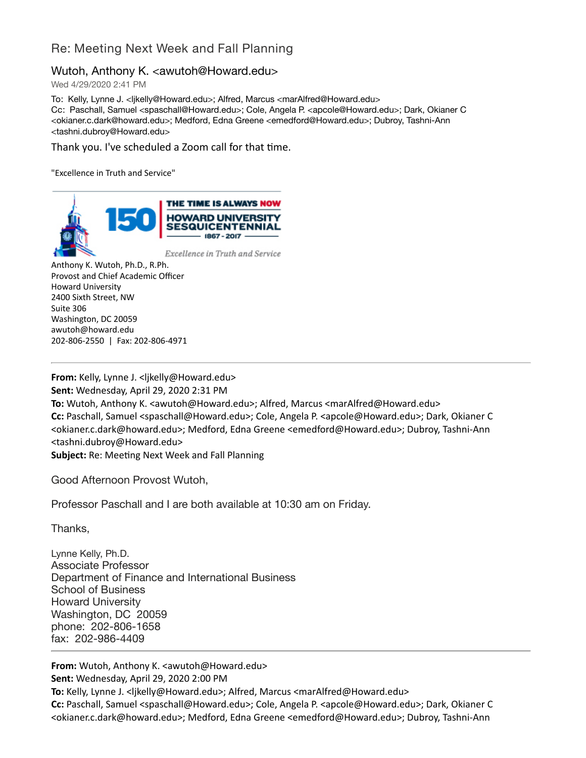# Re: Meeting Next Week and Fall Planning

## Wutoh, Anthony K. <awutoh@Howard.edu>

Wed 4/29/2020 2:41 PM

To: Kelly, Lynne J. <ljkelly@Howard.edu>; Alfred, Marcus <marAlfred@Howard.edu>
Cc: Paschall, Samuel <spaschall@Howard.edu>; Cole, Angela P. <apcole@Howard.edu>; Dark, Okianer C <okianer.c.dark@howard.edu>; Medford, Edna Greene <emedford@Howard.edu>; Dubroy, Tashni-Ann <tashni.dubroy@Howard.edu>

Thank you. I've scheduled a Zoom call for that time.

"Excellence in Truth and Service"

150 THE TIME IS ALWAYS NOW
HOWARD UNIVERSITY SESQUICENTENNIAL
1867 - 2017
*Excellence in Truth and Service*

Anthony K. Wutoh, Ph.D., R.Ph.
Provost and Chief Academic Officer
Howard University
2400 Sixth Street, NW
Suite 306
Washington, DC 20059
awutoh@howard.edu
202-806-2550 | Fax: 202-806-4971

---

**From:** Kelly, Lynne J. <ljkelly@Howard.edu>
**Sent:** Wednesday, April 29, 2020 2:31 PM
**To:** Wutoh, Anthony K. <awutoh@Howard.edu>; Alfred, Marcus <marAlfred@Howard.edu>
**Cc:** Paschall, Samuel <spaschall@Howard.edu>; Cole, Angela P. <apcole@Howard.edu>; Dark, Okianer C <okianer.c.dark@howard.edu>; Medford, Edna Greene <emedford@Howard.edu>; Dubroy, Tashni-Ann <tashni.dubroy@Howard.edu>
**Subject:** Re: Meeting Next Week and Fall Planning

Good Afternoon Provost Wutoh,

Professor Paschall and I are both available at 10:30 am on Friday.

Thanks,

Lynne Kelly, Ph.D.
Associate Professor
Department of Finance and International Business
School of Business
Howard University
Washington, DC 20059
phone: 202-806-1658
fax: 202-986-4409

---

**From:** Wutoh, Anthony K. <awutoh@Howard.edu>
**Sent:** Wednesday, April 29, 2020 2:00 PM
**To:** Kelly, Lynne J. <ljkelly@Howard.edu>; Alfred, Marcus <marAlfred@Howard.edu>
**Cc:** Paschall, Samuel <spaschall@Howard.edu>; Cole, Angela P. <apcole@Howard.edu>; Dark, Okianer C <okianer.c.dark@howard.edu>; Medford, Edna Greene <emedford@Howard.edu>; Dubroy, Tashni-Ann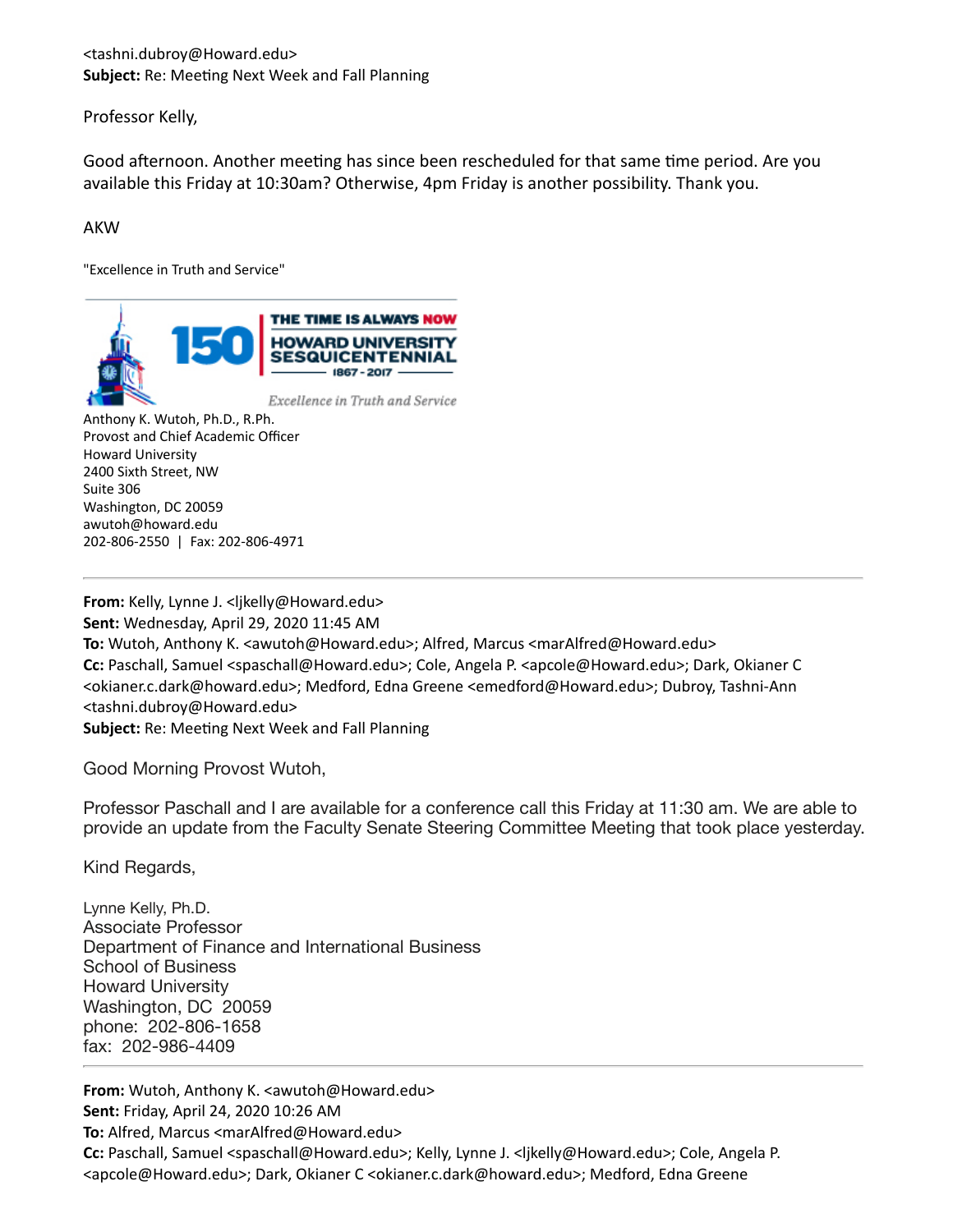<tashni.dubroy@Howard.edu>
**Subject:** Re: Meeting Next Week and Fall Planning

Professor Kelly,

Good afternoon. Another meeting has since been rescheduled for that same time period. Are you available this Friday at 10:30am? Otherwise, 4pm Friday is another possibility. Thank you.

AKW

"Excellence in Truth and Service"

THE TIME IS ALWAYS NOW
150 HOWARD UNIVERSITY SESQUICENTENNIAL 1867 - 2017
*Excellence in Truth and Service*

Anthony K. Wutoh, Ph.D., R.Ph.
Provost and Chief Academic Officer
Howard University
2400 Sixth Street, NW
Suite 306
Washington, DC 20059
awutoh@howard.edu
202-806-2550 | Fax: 202-806-4971

---

**From:** Kelly, Lynne J. <ljkelly@Howard.edu>
**Sent:** Wednesday, April 29, 2020 11:45 AM
**To:** Wutoh, Anthony K. <awutoh@Howard.edu>; Alfred, Marcus <marAlfred@Howard.edu>
**Cc:** Paschall, Samuel <spaschall@Howard.edu>; Cole, Angela P. <apcole@Howard.edu>; Dark, Okianer C <okianer.c.dark@howard.edu>; Medford, Edna Greene <emedford@Howard.edu>; Dubroy, Tashni-Ann <tashni.dubroy@Howard.edu>
**Subject:** Re: Meeting Next Week and Fall Planning

Good Morning Provost Wutoh,

Professor Paschall and I are available for a conference call this Friday at 11:30 am. We are able to provide an update from the Faculty Senate Steering Committee Meeting that took place yesterday.

Kind Regards,

Lynne Kelly, Ph.D.
Associate Professor
Department of Finance and International Business
School of Business
Howard University
Washington, DC 20059
phone: 202-806-1658
fax: 202-986-4409

---

**From:** Wutoh, Anthony K. <awutoh@Howard.edu>
**Sent:** Friday, April 24, 2020 10:26 AM
**To:** Alfred, Marcus <marAlfred@Howard.edu>
**Cc:** Paschall, Samuel <spaschall@Howard.edu>; Kelly, Lynne J. <ljkelly@Howard.edu>; Cole, Angela P. <apcole@Howard.edu>; Dark, Okianer C <okianer.c.dark@howard.edu>; Medford, Edna Greene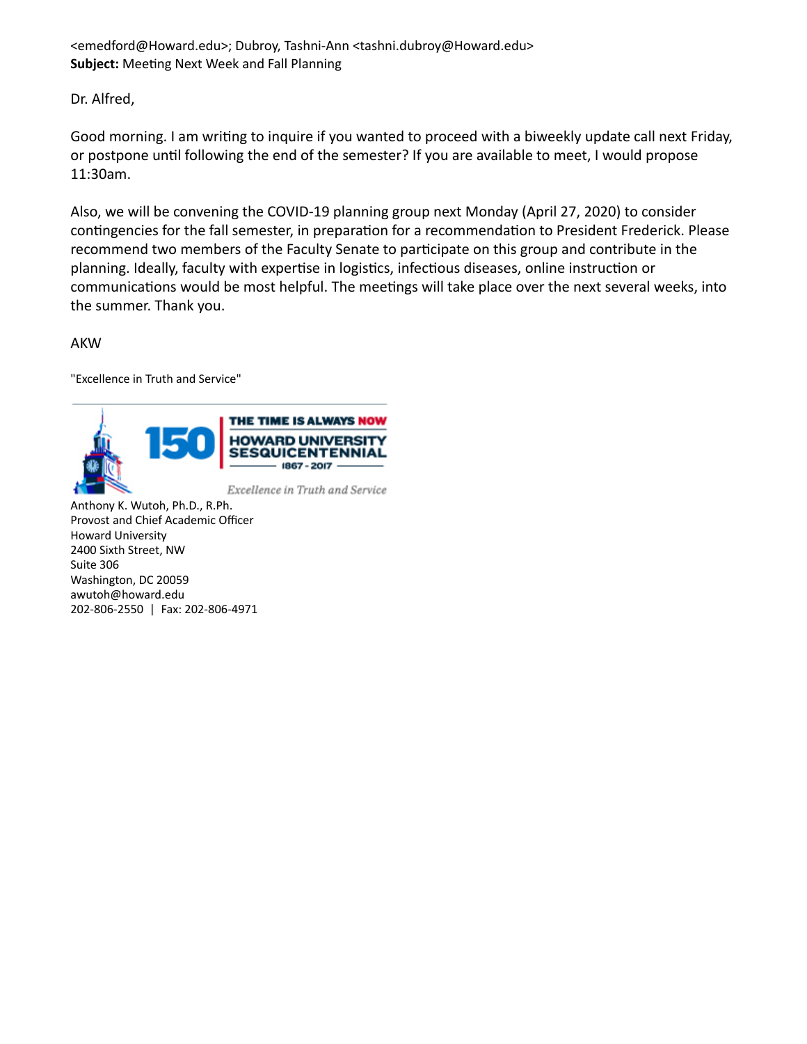<emedford@Howard.edu>; Dubroy, Tashni-Ann <tashni.dubroy@Howard.edu>
**Subject:** Meeting Next Week and Fall Planning

Dr. Alfred,

Good morning. I am writing to inquire if you wanted to proceed with a biweekly update call next Friday, or postpone until following the end of the semester? If you are available to meet, I would propose 11:30am.

Also, we will be convening the COVID-19 planning group next Monday (April 27, 2020) to consider contingencies for the fall semester, in preparation for a recommendation to President Frederick. Please recommend two members of the Faculty Senate to participate on this group and contribute in the planning. Ideally, faculty with expertise in logistics, infectious diseases, online instruction or communications would be most helpful. The meetings will take place over the next several weeks, into the summer. Thank you.

AKW

"Excellence in Truth and Service"

150 THE TIME IS ALWAYS NOW
HOWARD UNIVERSITY SESQUICENTENNIAL
1867 - 2017

*Excellence in Truth and Service*

Anthony K. Wutoh, Ph.D., R.Ph.
Provost and Chief Academic Officer
Howard University
2400 Sixth Street, NW
Suite 306
Washington, DC 20059
awutoh@howard.edu
202-806-2550 | Fax: 202-806-4971